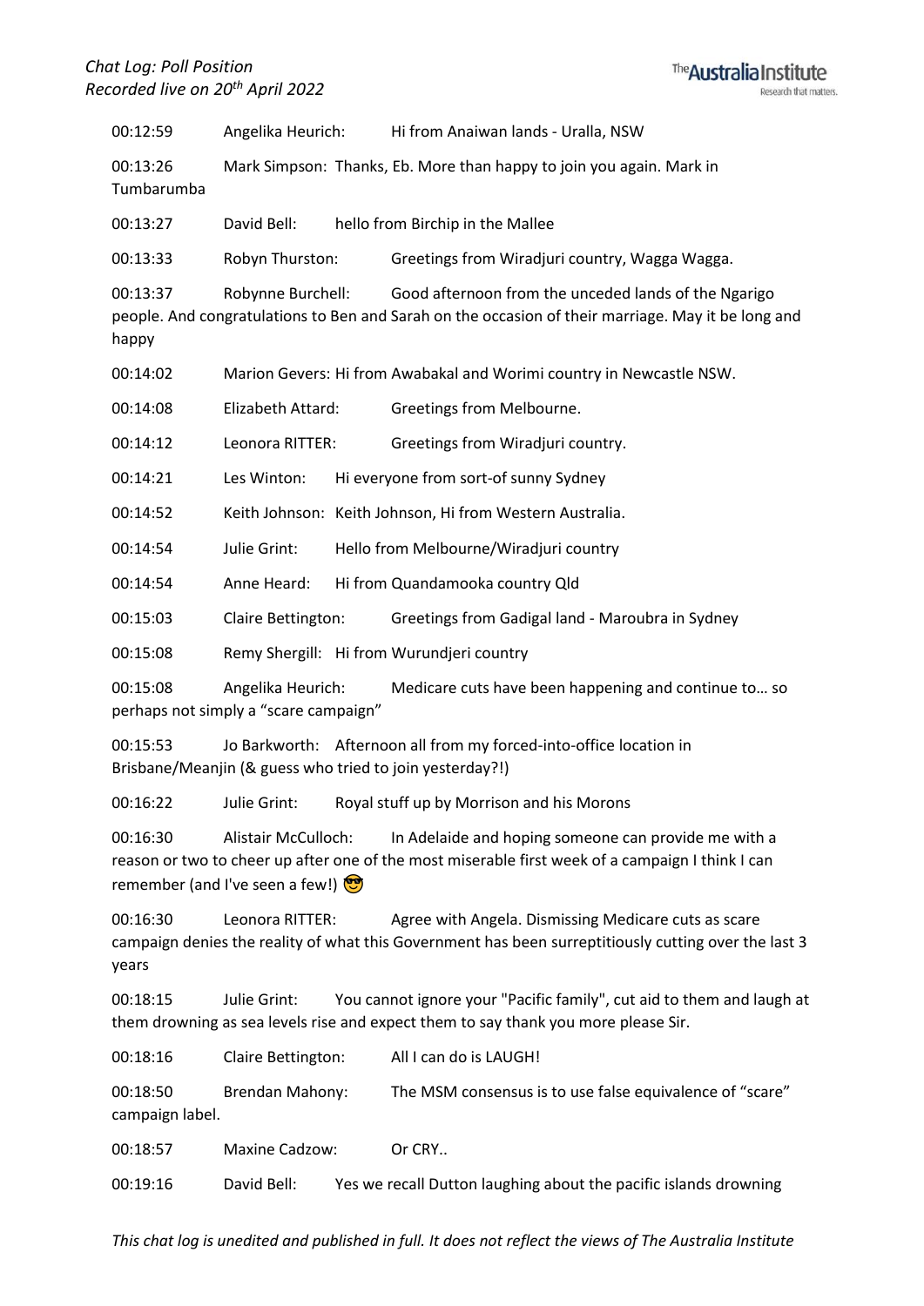*Chat Log: Poll Position*
*Recorded live on 20th April 2022*

00:12:59 Angelika Heurich: Hi from Anaiwan lands - Uralla, NSW

00:13:26 Mark Simpson: Thanks, Eb. More than happy to join you again. Mark in Tumbarumba

00:13:27 David Bell: hello from Birchip in the Mallee

00:13:33 Robyn Thurston: Greetings from Wiradjuri country, Wagga Wagga.

00:13:37 Robynne Burchell: Good afternoon from the unceded lands of the Ngarigo people. And congratulations to Ben and Sarah on the occasion of their marriage. May it be long and happy

00:14:02 Marion Gevers: Hi from Awabakal and Worimi country in Newcastle NSW.

00:14:08 Elizabeth Attard: Greetings from Melbourne.

00:14:12 Leonora RITTER: Greetings from Wiradjuri country.

00:14:21 Les Winton: Hi everyone from sort-of sunny Sydney

00:14:52 Keith Johnson: Keith Johnson, Hi from Western Australia.

00:14:54 Julie Grint: Hello from Melbourne/Wiradjuri country

00:14:54 Anne Heard: Hi from Quandamooka country Qld

00:15:03 Claire Bettington: Greetings from Gadigal land - Maroubra in Sydney

00:15:08 Remy Shergill: Hi from Wurundjeri country

00:15:08 Angelika Heurich: Medicare cuts have been happening and continue to… so perhaps not simply a “scare campaign”

00:15:53 Jo Barkworth: Afternoon all from my forced-into-office location in Brisbane/Meanjin (& guess who tried to join yesterday?!)

00:16:22 Julie Grint: Royal stuff up by Morrison and his Morons

00:16:30 Alistair McCulloch: In Adelaide and hoping someone can provide me with a reason or two to cheer up after one of the most miserable first week of a campaign I think I can remember (and I've seen a few!) 😎

00:16:30 Leonora RITTER: Agree with Angela. Dismissing Medicare cuts as scare campaign denies the reality of what this Government has been surreptitiously cutting over the last 3 years

00:18:15 Julie Grint: You cannot ignore your "Pacific family", cut aid to them and laugh at them drowning as sea levels rise and expect them to say thank you more please Sir.

00:18:16 Claire Bettington: All I can do is LAUGH!

00:18:50 Brendan Mahony: The MSM consensus is to use false equivalence of “scare” campaign label.

00:18:57 Maxine Cadzow: Or CRY..

00:19:16 David Bell: Yes we recall Dutton laughing about the pacific islands drowning

*This chat log is unedited and published in full. It does not reflect the views of The Australia Institute*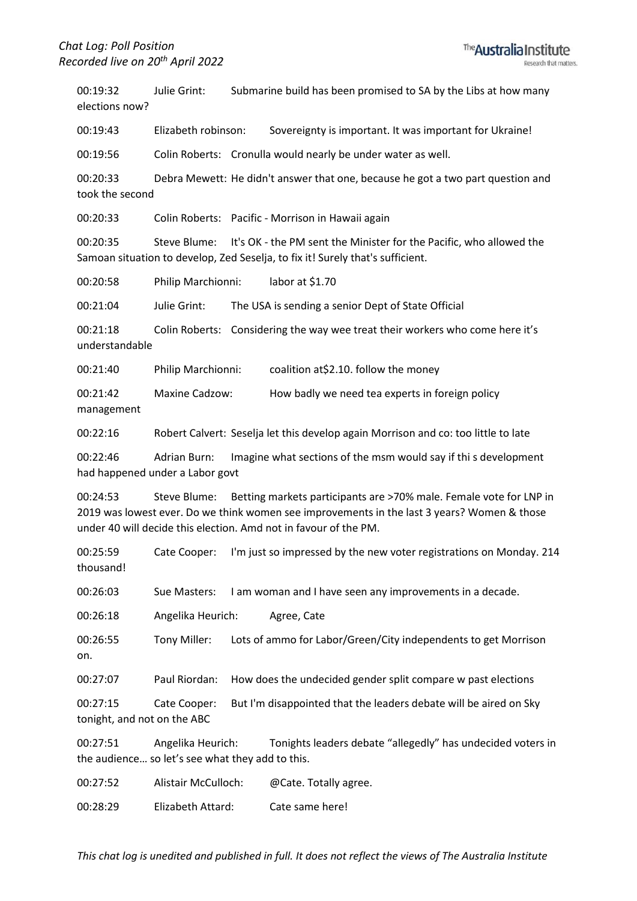00:19:32 Julie Grint: Submarine build has been promised to SA by the Libs at how many elections now?

00:19:43 Elizabeth robinson: Sovereignty is important. It was important for Ukraine!

00:19:56 Colin Roberts: Cronulla would nearly be under water as well.

00:20:33 Debra Mewett: He didn't answer that one, because he got a two part question and took the second

00:20:33 Colin Roberts: Pacific - Morrison in Hawaii again

00:20:35 Steve Blume: It's OK - the PM sent the Minister for the Pacific, who allowed the Samoan situation to develop, Zed Seselja, to fix it! Surely that's sufficient.

00:20:58 Philip Marchionni: labor at $1.70

00:21:04 Julie Grint: The USA is sending a senior Dept of State Official

00:21:18 Colin Roberts: Considering the way wee treat their workers who come here it's understandable

00:21:40 Philip Marchionni: coalition at$2.10. follow the money

00:21:42 Maxine Cadzow: How badly we need tea experts in foreign policy management

00:22:16 Robert Calvert: Seselja let this develop again Morrison and co: too little to late

00:22:46 Adrian Burn: Imagine what sections of the msm would say if thi s development had happened under a Labor govt

00:24:53 Steve Blume: Betting markets participants are >70% male. Female vote for LNP in 2019 was lowest ever. Do we think women see improvements in the last 3 years? Women & those under 40 will decide this election. Amd not in favour of the PM.

00:25:59 Cate Cooper: I'm just so impressed by the new voter registrations on Monday. 214 thousand!

00:26:03 Sue Masters: I am woman and I have seen any improvements in a decade.

00:26:18 Angelika Heurich: Agree, Cate

00:26:55 Tony Miller: Lots of ammo for Labor/Green/City independents to get Morrison on.

00:27:07 Paul Riordan: How does the undecided gender split compare w past elections

00:27:15 Cate Cooper: But I'm disappointed that the leaders debate will be aired on Sky tonight, and not on the ABC

00:27:51 Angelika Heurich: Tonights leaders debate "allegedly" has undecided voters in the audience… so let's see what they add to this.

00:27:52 Alistair McCulloch: @Cate. Totally agree.

00:28:29 Elizabeth Attard: Cate same here!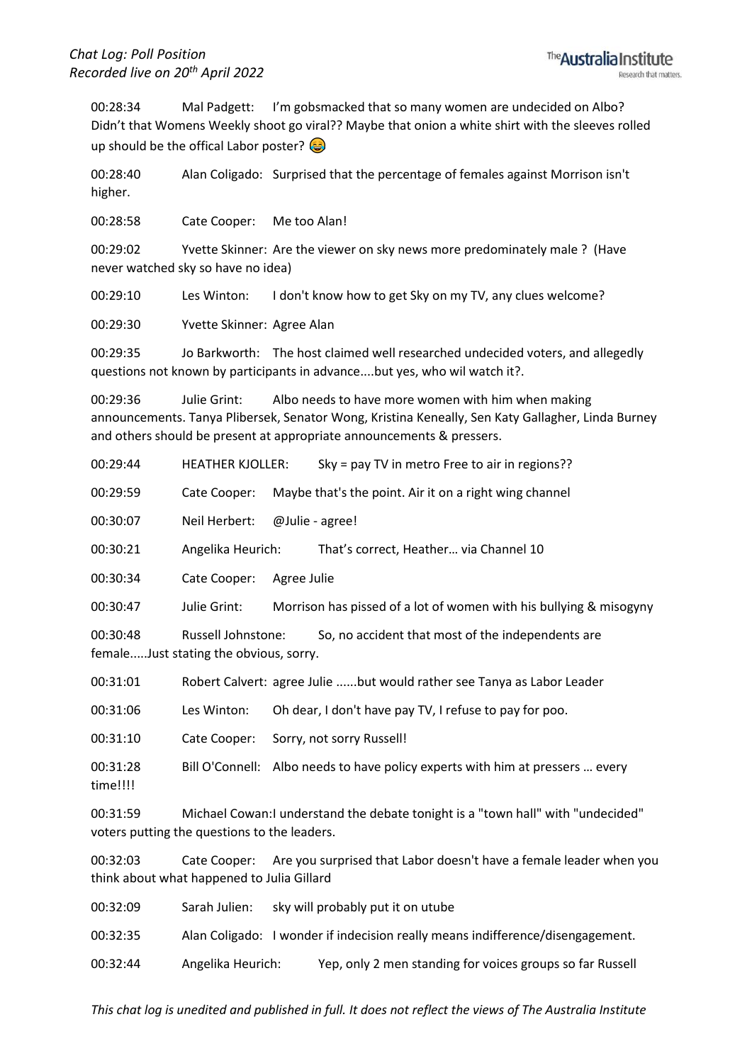00:28:34 Mal Padgett: I'm gobsmacked that so many women are undecided on Albo? Didn't that Womens Weekly shoot go viral?? Maybe that onion a white shirt with the sleeves rolled up should be the offical Labor poster? 😂

00:28:40 Alan Coligado: Surprised that the percentage of females against Morrison isn't higher.

00:28:58 Cate Cooper: Me too Alan!

00:29:02 Yvette Skinner: Are the viewer on sky news more predominately male ? (Have never watched sky so have no idea)

00:29:10 Les Winton: I don't know how to get Sky on my TV, any clues welcome?

00:29:30 Yvette Skinner: Agree Alan

00:29:35 Jo Barkworth: The host claimed well researched undecided voters, and allegedly questions not known by participants in advance....but yes, who wil watch it?.

00:29:36 Julie Grint: Albo needs to have more women with him when making announcements. Tanya Plibersek, Senator Wong, Kristina Keneally, Sen Katy Gallagher, Linda Burney and others should be present at appropriate announcements & pressers.

00:29:44 HEATHER KJOLLER: Sky = pay TV in metro Free to air in regions??

00:29:59 Cate Cooper: Maybe that's the point. Air it on a right wing channel

00:30:07 Neil Herbert: @Julie - agree!

00:30:21 Angelika Heurich: That's correct, Heather… via Channel 10

00:30:34 Cate Cooper: Agree Julie

00:30:47 Julie Grint: Morrison has pissed of a lot of women with his bullying & misogyny

00:30:48 Russell Johnstone: So, no accident that most of the independents are female.....Just stating the obvious, sorry.

00:31:01 Robert Calvert: agree Julie ......but would rather see Tanya as Labor Leader

00:31:06 Les Winton: Oh dear, I don't have pay TV, I refuse to pay for poo.

00:31:10 Cate Cooper: Sorry, not sorry Russell!

00:31:28 Bill O'Connell: Albo needs to have policy experts with him at pressers … every time!!!!

00:31:59 Michael Cowan: I understand the debate tonight is a "town hall" with "undecided" voters putting the questions to the leaders.

00:32:03 Cate Cooper: Are you surprised that Labor doesn't have a female leader when you think about what happened to Julia Gillard

00:32:09 Sarah Julien: sky will probably put it on utube

00:32:35 Alan Coligado: I wonder if indecision really means indifference/disengagement.

00:32:44 Angelika Heurich: Yep, only 2 men standing for voices groups so far Russell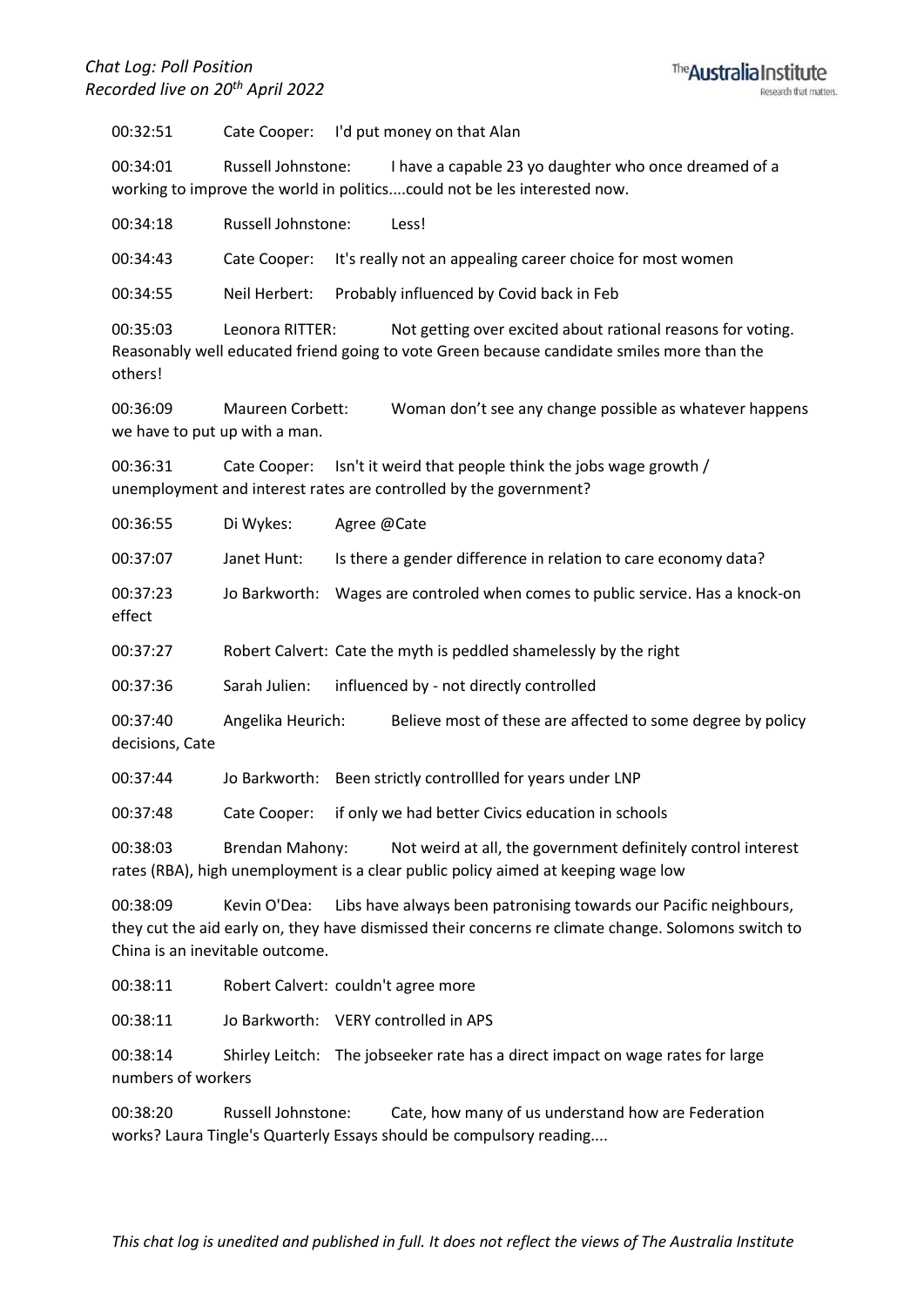00:32:51 Cate Cooper: I'd put money on that Alan

00:34:01 Russell Johnstone: I have a capable 23 yo daughter who once dreamed of a working to improve the world in politics....could not be les interested now.

00:34:18 Russell Johnstone: Less!

00:34:43 Cate Cooper: It's really not an appealing career choice for most women

00:34:55 Neil Herbert: Probably influenced by Covid back in Feb

00:35:03 Leonora RITTER: Not getting over excited about rational reasons for voting. Reasonably well educated friend going to vote Green because candidate smiles more than the others!

00:36:09 Maureen Corbett: Woman don't see any change possible as whatever happens we have to put up with a man.

00:36:31 Cate Cooper: Isn't it weird that people think the jobs wage growth / unemployment and interest rates are controlled by the government?

00:36:55 Di Wykes: Agree @Cate

00:37:07 Janet Hunt: Is there a gender difference in relation to care economy data?

00:37:23 Jo Barkworth: Wages are controled when comes to public service. Has a knock-on effect

00:37:27 Robert Calvert: Cate the myth is peddled shamelessly by the right

00:37:36 Sarah Julien: influenced by - not directly controlled

00:37:40 Angelika Heurich: Believe most of these are affected to some degree by policy decisions, Cate

00:37:44 Jo Barkworth: Been strictly controlllled for years under LNP

00:37:48 Cate Cooper: if only we had better Civics education in schools

00:38:03 Brendan Mahony: Not weird at all, the government definitely control interest rates (RBA), high unemployment is a clear public policy aimed at keeping wage low

00:38:09 Kevin O'Dea: Libs have always been patronising towards our Pacific neighbours, they cut the aid early on, they have dismissed their concerns re climate change. Solomons switch to China is an inevitable outcome.

00:38:11 Robert Calvert: couldn't agree more

00:38:11 Jo Barkworth: VERY controlled in APS

00:38:14 Shirley Leitch: The jobseeker rate has a direct impact on wage rates for large numbers of workers

00:38:20 Russell Johnstone: Cate, how many of us understand how are Federation works? Laura Tingle's Quarterly Essays should be compulsory reading....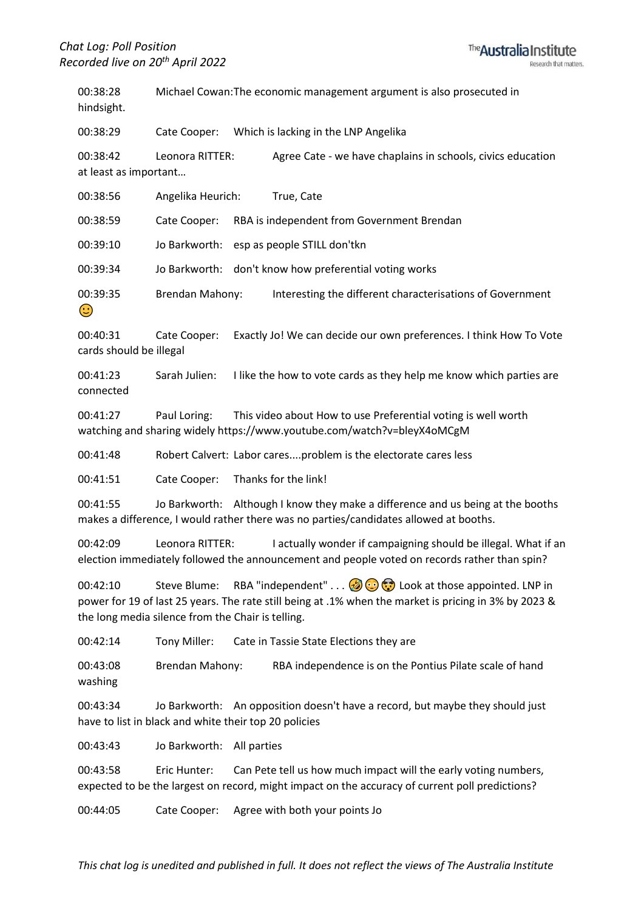00:38:28 Michael Cowan:The economic management argument is also prosecuted in hindsight.

00:38:29 Cate Cooper: Which is lacking in the LNP Angelika

00:38:42 Leonora RITTER: Agree Cate - we have chaplains in schools, civics education at least as important…

00:38:56 Angelika Heurich: True, Cate

00:38:59 Cate Cooper: RBA is independent from Government Brendan

00:39:10 Jo Barkworth: esp as people STILL don'tkn

00:39:34 Jo Barkworth: don't know how preferential voting works

00:39:35 Brendan Mahony: Interesting the different characterisations of Government 🙂

00:40:31 Cate Cooper: Exactly Jo! We can decide our own preferences. I think How To Vote cards should be illegal

00:41:23 Sarah Julien: I like the how to vote cards as they help me know which parties are connected

00:41:27 Paul Loring: This video about How to use Preferential voting is well worth watching and sharing widely https://www.youtube.com/watch?v=bleyX4oMCgM

00:41:48 Robert Calvert: Labor cares....problem is the electorate cares less

00:41:51 Cate Cooper: Thanks for the link!

00:41:55 Jo Barkworth: Although I know they make a difference and us being at the booths makes a difference, I would rather there was no parties/candidates allowed at booths.

00:42:09 Leonora RITTER: I actually wonder if campaigning should be illegal. What if an election immediately followed the announcement and people voted on records rather than spin?

00:42:10 Steve Blume: RBA "independent" . . . 🤣😳🤯 Look at those appointed. LNP in power for 19 of last 25 years. The rate still being at .1% when the market is pricing in 3% by 2023 & the long media silence from the Chair is telling.

00:42:14 Tony Miller: Cate in Tassie State Elections they are

00:43:08 Brendan Mahony: RBA independence is on the Pontius Pilate scale of hand washing

00:43:34 Jo Barkworth: An opposition doesn't have a record, but maybe they should just have to list in black and white their top 20 policies

00:43:43 Jo Barkworth: All parties

00:43:58 Eric Hunter: Can Pete tell us how much impact will the early voting numbers, expected to be the largest on record, might impact on the accuracy of current poll predictions?

00:44:05 Cate Cooper: Agree with both your points Jo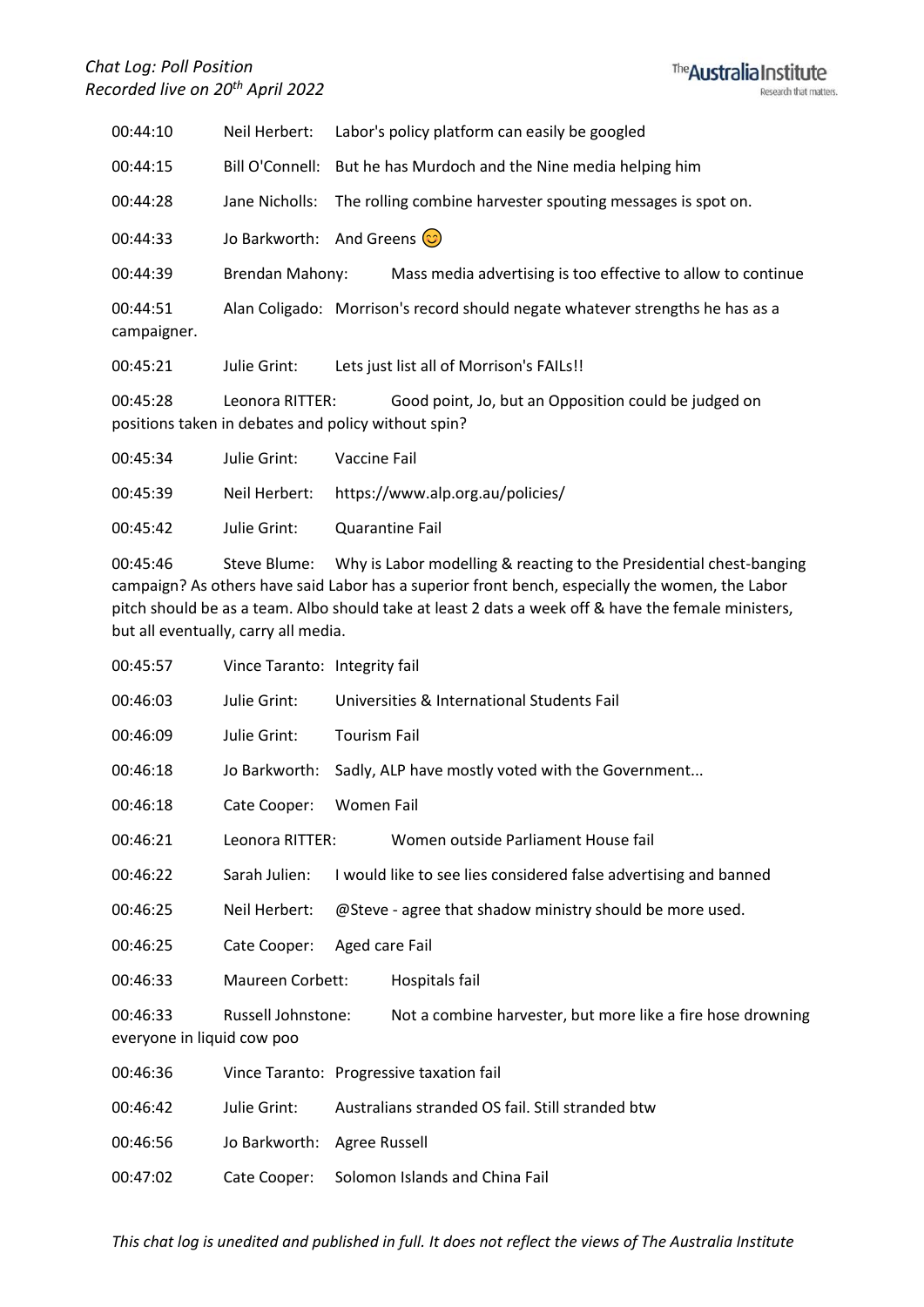00:44:10	Neil Herbert:	Labor's policy platform can easily be googled

00:44:15	Bill O'Connell:	But he has Murdoch and the Nine media helping him

00:44:28	Jane Nicholls:	The rolling combine harvester spouting messages is spot on.

00:44:33	Jo Barkworth:	And Greens 😊

00:44:39	Brendan Mahony:	Mass media advertising is too effective to allow to continue

00:44:51	Alan Coligado:	Morrison's record should negate whatever strengths he has as a campaigner.

00:45:21	Julie Grint:	Lets just list all of Morrison's FAILs!!

00:45:28	Leonora RITTER:	Good point, Jo, but an Opposition could be judged on positions taken in debates and policy without spin?

00:45:34	Julie Grint:	Vaccine Fail

00:45:39	Neil Herbert:	https://www.alp.org.au/policies/

00:45:42	Julie Grint:	Quarantine Fail

00:45:46	Steve Blume:	Why is Labor modelling & reacting to the Presidential chest-banging campaign? As others have said Labor has a superior front bench, especially the women, the Labor pitch should be as a team. Albo should take at least 2 dats a week off & have the female ministers, but all eventually, carry all media.

00:45:57	Vince Taranto:	Integrity fail

00:46:03	Julie Grint:	Universities & International Students Fail

00:46:09	Julie Grint:	Tourism Fail

00:46:18	Jo Barkworth:	Sadly, ALP have mostly voted with the Government...

00:46:18	Cate Cooper:	Women Fail

00:46:21	Leonora RITTER:	Women outside Parliament House fail

00:46:22	Sarah Julien:	I would like to see lies considered false advertising and banned

00:46:25	Neil Herbert:	@Steve - agree that shadow ministry should be more used.

00:46:25	Cate Cooper:	Aged care Fail

00:46:33	Maureen Corbett:	Hospitals fail

00:46:33	Russell Johnstone:	Not a combine harvester, but more like a fire hose drowning everyone in liquid cow poo

00:46:36	Vince Taranto:	Progressive taxation fail

00:46:42	Julie Grint:	Australians stranded OS fail. Still stranded btw

00:46:56	Jo Barkworth:	Agree Russell

00:47:02	Cate Cooper:	Solomon Islands and China Fail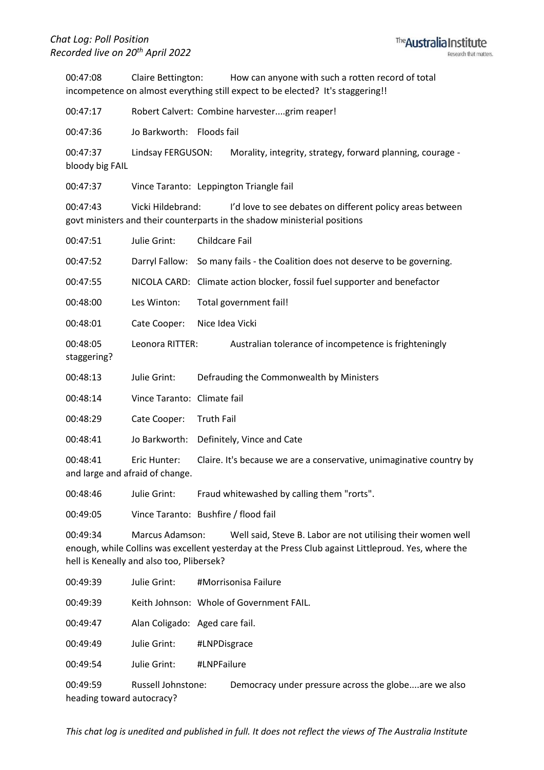00:47:08 Claire Bettington: How can anyone with such a rotten record of total incompetence on almost everything still expect to be elected? It's staggering!!

00:47:17 Robert Calvert: Combine harvester....grim reaper!

00:47:36 Jo Barkworth: Floods fail

00:47:37 Lindsay FERGUSON: Morality, integrity, strategy, forward planning, courage - bloody big FAIL

00:47:37 Vince Taranto: Leppington Triangle fail

00:47:43 Vicki Hildebrand: I'd love to see debates on different policy areas between govt ministers and their counterparts in the shadow ministerial positions

00:47:51 Julie Grint: Childcare Fail

00:47:52 Darryl Fallow: So many fails - the Coalition does not deserve to be governing.

00:47:55 NICOLA CARD: Climate action blocker, fossil fuel supporter and benefactor

00:48:00 Les Winton: Total government fail!

00:48:01 Cate Cooper: Nice Idea Vicki

00:48:05 Leonora RITTER: Australian tolerance of incompetence is frighteningly staggering?

00:48:13 Julie Grint: Defrauding the Commonwealth by Ministers

00:48:14 Vince Taranto: Climate fail

00:48:29 Cate Cooper: Truth Fail

00:48:41 Jo Barkworth: Definitely, Vince and Cate

00:48:41 Eric Hunter: Claire. It's because we are a conservative, unimaginative country by and large and afraid of change.

00:48:46 Julie Grint: Fraud whitewashed by calling them "rorts".

00:49:05 Vince Taranto: Bushfire / flood fail

00:49:34 Marcus Adamson: Well said, Steve B. Labor are not utilising their women well enough, while Collins was excellent yesterday at the Press Club against Littleproud. Yes, where the hell is Keneally and also too, Plibersek?

00:49:39 Julie Grint: #Morrisonisa Failure

00:49:39 Keith Johnson: Whole of Government FAIL.

00:49:47 Alan Coligado: Aged care fail.

00:49:49 Julie Grint: #LNPDisgrace

00:49:54 Julie Grint: #LNPFailure

00:49:59 Russell Johnstone: Democracy under pressure across the globe....are we also heading toward autocracy?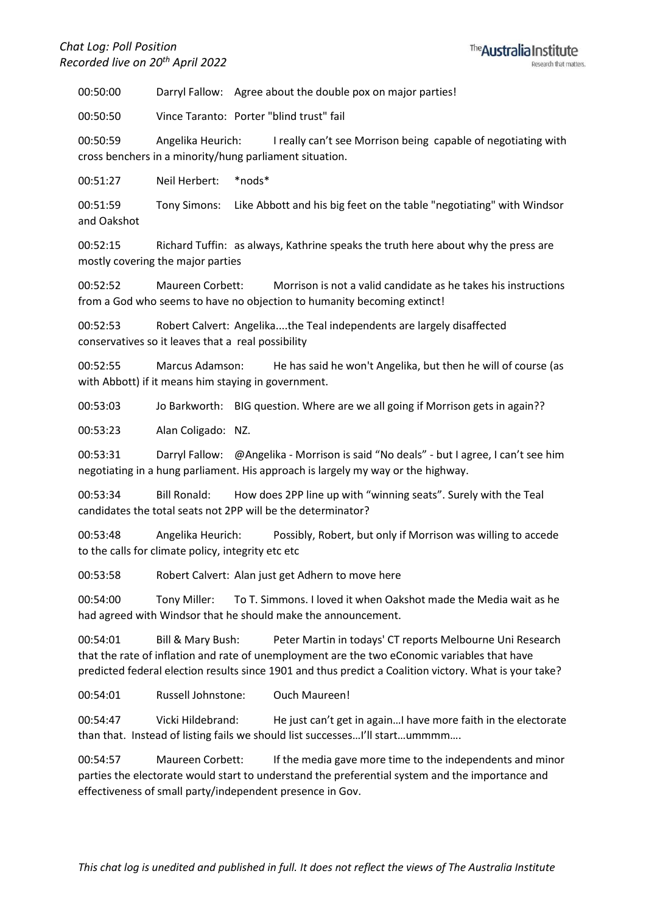00:50:00 Darryl Fallow: Agree about the double pox on major parties!

00:50:50 Vince Taranto: Porter "blind trust" fail

00:50:59 Angelika Heurich: I really can't see Morrison being capable of negotiating with cross benchers in a minority/hung parliament situation.

00:51:27 Neil Herbert: *nods*

00:51:59 Tony Simons: Like Abbott and his big feet on the table "negotiating" with Windsor and Oakshot

00:52:15 Richard Tuffin: as always, Kathrine speaks the truth here about why the press are mostly covering the major parties

00:52:52 Maureen Corbett: Morrison is not a valid candidate as he takes his instructions from a God who seems to have no objection to humanity becoming extinct!

00:52:53 Robert Calvert: Angelika....the Teal independents are largely disaffected conservatives so it leaves that a real possibility

00:52:55 Marcus Adamson: He has said he won't Angelika, but then he will of course (as with Abbott) if it means him staying in government.

00:53:03 Jo Barkworth: BIG question. Where are we all going if Morrison gets in again??

00:53:23 Alan Coligado: NZ.

00:53:31 Darryl Fallow: @Angelika - Morrison is said "No deals" - but I agree, I can't see him negotiating in a hung parliament. His approach is largely my way or the highway.

00:53:34 Bill Ronald: How does 2PP line up with "winning seats". Surely with the Teal candidates the total seats not 2PP will be the determinator?

00:53:48 Angelika Heurich: Possibly, Robert, but only if Morrison was willing to accede to the calls for climate policy, integrity etc etc

00:53:58 Robert Calvert: Alan just get Adhern to move here

00:54:00 Tony Miller: To T. Simmons. I loved it when Oakshot made the Media wait as he had agreed with Windsor that he should make the announcement.

00:54:01 Bill & Mary Bush: Peter Martin in todays' CT reports Melbourne Uni Research that the rate of inflation and rate of unemployment are the two eConomic variables that have predicted federal election results since 1901 and thus predict a Coalition victory. What is your take?

00:54:01 Russell Johnstone: Ouch Maureen!

00:54:47 Vicki Hildebrand: He just can't get in again…I have more faith in the electorate than that. Instead of listing fails we should list successes…I'll start…ummmm….

00:54:57 Maureen Corbett: If the media gave more time to the independents and minor parties the electorate would start to understand the preferential system and the importance and effectiveness of small party/independent presence in Gov.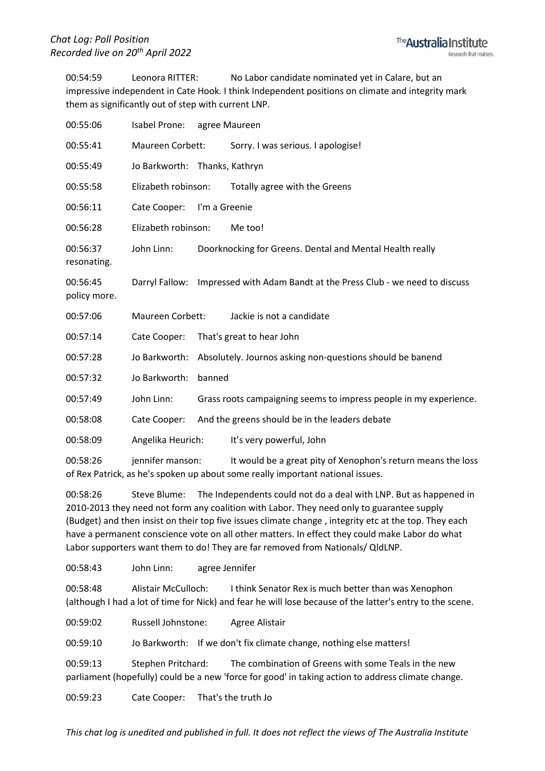00:54:59 Leonora RITTER: No Labor candidate nominated yet in Calare, but an impressive independent in Cate Hook. I think Independent positions on climate and integrity mark them as significantly out of step with current LNP.

00:55:06 Isabel Prone: agree Maureen

00:55:41 Maureen Corbett: Sorry. I was serious. I apologise!

00:55:49 Jo Barkworth: Thanks, Kathryn

00:55:58 Elizabeth robinson: Totally agree with the Greens

00:56:11 Cate Cooper: I'm a Greenie

00:56:28 Elizabeth robinson: Me too!

00:56:37 John Linn: Doorknocking for Greens. Dental and Mental Health really resonating.

00:56:45 Darryl Fallow: Impressed with Adam Bandt at the Press Club - we need to discuss policy more.

00:57:06 Maureen Corbett: Jackie is not a candidate

00:57:14 Cate Cooper: That's great to hear John

00:57:28 Jo Barkworth: Absolutely. Journos asking non-questions should be banend

00:57:32 Jo Barkworth: banned

00:57:49 John Linn: Grass roots campaigning seems to impress people in my experience.

00:58:08 Cate Cooper: And the greens should be in the leaders debate

00:58:09 Angelika Heurich: It's very powerful, John

00:58:26 jennifer manson: It would be a great pity of Xenophon's return means the loss of Rex Patrick, as he's spoken up about some really important national issues.

00:58:26 Steve Blume: The Independents could not do a deal with LNP. But as happened in 2010-2013 they need not form any coalition with Labor. They need only to guarantee supply (Budget) and then insist on their top five issues climate change , integrity etc at the top. They each have a permanent conscience vote on all other matters. In effect they could make Labor do what Labor supporters want them to do! They are far removed from Nationals/ QldLNP.

00:58:43 John Linn: agree Jennifer

00:58:48 Alistair McCulloch: I think Senator Rex is much better than was Xenophon (although I had a lot of time for Nick) and fear he will lose because of the latter's entry to the scene.

00:59:02 Russell Johnstone: Agree Alistair

00:59:10 Jo Barkworth: If we don't fix climate change, nothing else matters!

00:59:13 Stephen Pritchard: The combination of Greens with some Teals in the new parliament (hopefully) could be a new 'force for good' in taking action to address climate change.

00:59:23 Cate Cooper: That's the truth Jo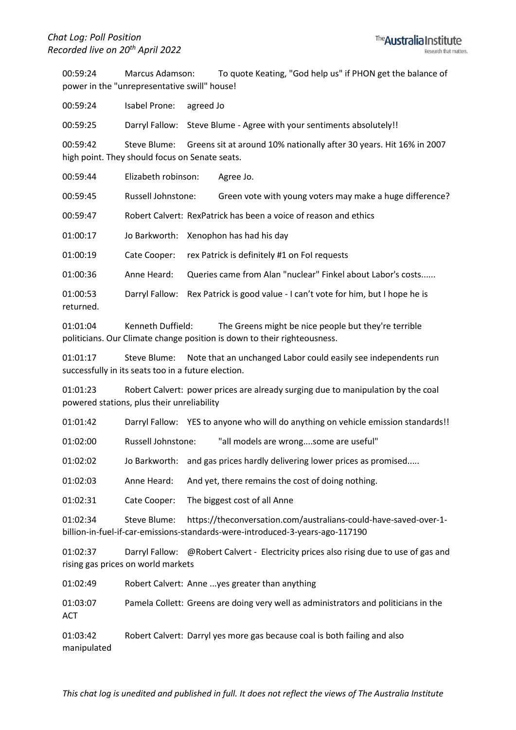00:59:24 Marcus Adamson: To quote Keating, "God help us" if PHON get the balance of power in the "unrepresentative swill" house!

00:59:24 Isabel Prone: agreed Jo

00:59:25 Darryl Fallow: Steve Blume - Agree with your sentiments absolutely!!

00:59:42 Steve Blume: Greens sit at around 10% nationally after 30 years. Hit 16% in 2007 high point. They should focus on Senate seats.

00:59:44 Elizabeth robinson: Agree Jo.

00:59:45 Russell Johnstone: Green vote with young voters may make a huge difference?

00:59:47 Robert Calvert: RexPatrick has been a voice of reason and ethics

01:00:17 Jo Barkworth: Xenophon has had his day

01:00:19 Cate Cooper: rex Patrick is definitely #1 on FoI requests

01:00:36 Anne Heard: Queries came from Alan "nuclear" Finkel about Labor's costs......

01:00:53 Darryl Fallow: Rex Patrick is good value - I can't vote for him, but I hope he is returned.

01:01:04 Kenneth Duffield: The Greens might be nice people but they're terrible politicians. Our Climate change position is down to their righteousness.

01:01:17 Steve Blume: Note that an unchanged Labor could easily see independents run successfully in its seats too in a future election.

01:01:23 Robert Calvert: power prices are already surging due to manipulation by the coal powered stations, plus their unreliability

01:01:42 Darryl Fallow: YES to anyone who will do anything on vehicle emission standards!!

01:02:00 Russell Johnstone: "all models are wrong....some are useful"

01:02:02 Jo Barkworth: and gas prices hardly delivering lower prices as promised.....

01:02:03 Anne Heard: And yet, there remains the cost of doing nothing.

01:02:31 Cate Cooper: The biggest cost of all Anne

01:02:34 Steve Blume: https://theconversation.com/australians-could-have-saved-over-1-billion-in-fuel-if-car-emissions-standards-were-introduced-3-years-ago-117190

01:02:37 Darryl Fallow: @Robert Calvert - Electricity prices also rising due to use of gas and rising gas prices on world markets

01:02:49 Robert Calvert: Anne ...yes greater than anything

01:03:07 Pamela Collett: Greens are doing very well as administrators and politicians in the ACT

01:03:42 Robert Calvert: Darryl yes more gas because coal is both failing and also manipulated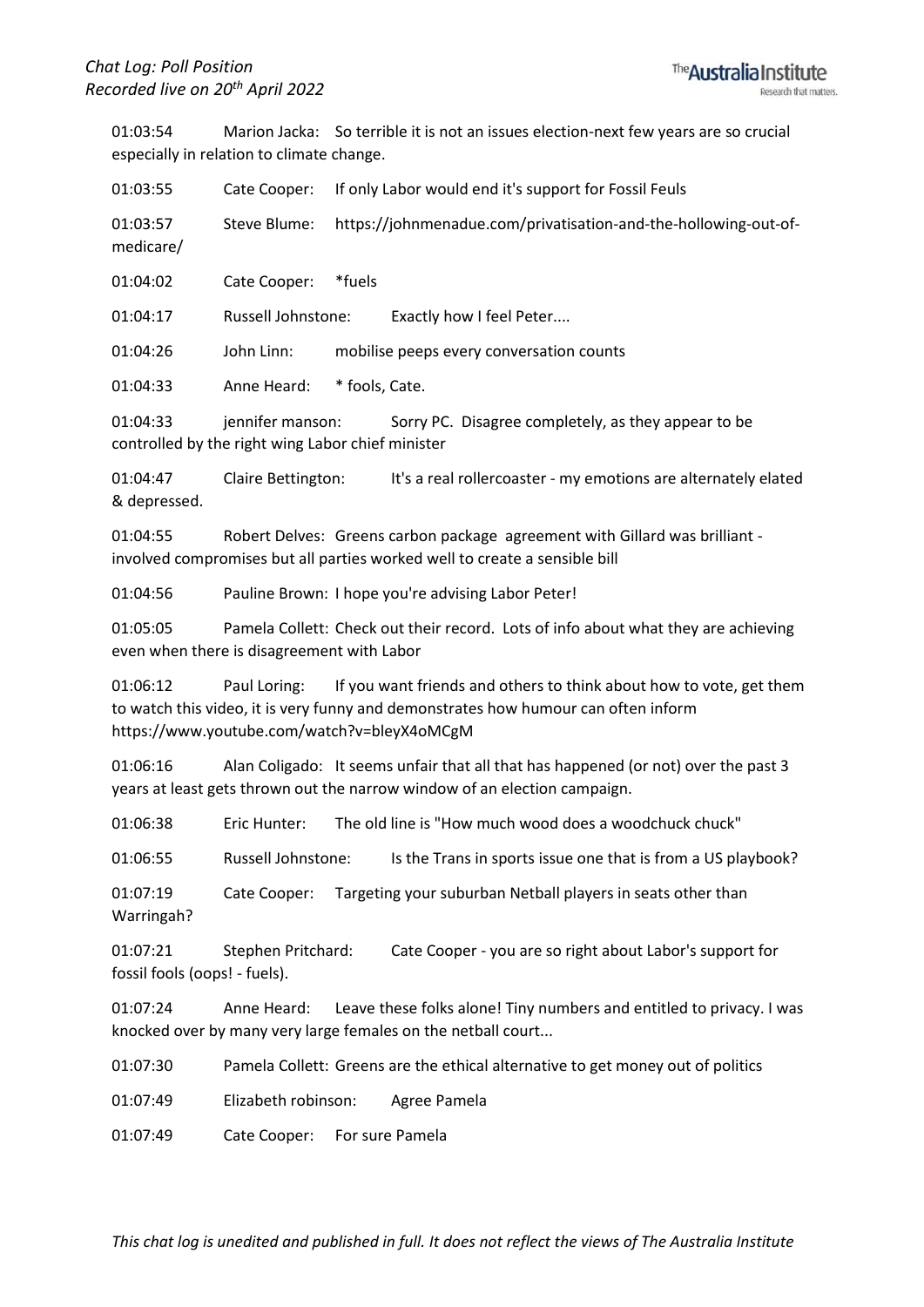01:03:54 Marion Jacka: So terrible it is not an issues election-next few years are so crucial especially in relation to climate change.

01:03:55 Cate Cooper: If only Labor would end it's support for Fossil Feuls

01:03:57 Steve Blume: https://johnmenadue.com/privatisation-and-the-hollowing-out-of-medicare/

01:04:02 Cate Cooper: *fuels

01:04:17 Russell Johnstone: Exactly how I feel Peter....

01:04:26 John Linn: mobilise peeps every conversation counts

01:04:33 Anne Heard: * fools, Cate.

01:04:33 jennifer manson: Sorry PC. Disagree completely, as they appear to be controlled by the right wing Labor chief minister

01:04:47 Claire Bettington: It's a real rollercoaster - my emotions are alternately elated & depressed.

01:04:55 Robert Delves: Greens carbon package agreement with Gillard was brilliant - involved compromises but all parties worked well to create a sensible bill

01:04:56 Pauline Brown: I hope you're advising Labor Peter!

01:05:05 Pamela Collett: Check out their record. Lots of info about what they are achieving even when there is disagreement with Labor

01:06:12 Paul Loring: If you want friends and others to think about how to vote, get them to watch this video, it is very funny and demonstrates how humour can often inform https://www.youtube.com/watch?v=bleyX4oMCgM

01:06:16 Alan Coligado: It seems unfair that all that has happened (or not) over the past 3 years at least gets thrown out the narrow window of an election campaign.

01:06:38 Eric Hunter: The old line is "How much wood does a woodchuck chuck"

01:06:55 Russell Johnstone: Is the Trans in sports issue one that is from a US playbook?

01:07:19 Cate Cooper: Targeting your suburban Netball players in seats other than Warringah?

01:07:21 Stephen Pritchard: Cate Cooper - you are so right about Labor's support for fossil fools (oops! - fuels).

01:07:24 Anne Heard: Leave these folks alone! Tiny numbers and entitled to privacy. I was knocked over by many very large females on the netball court...

01:07:30 Pamela Collett: Greens are the ethical alternative to get money out of politics

01:07:49 Elizabeth robinson: Agree Pamela

01:07:49 Cate Cooper: For sure Pamela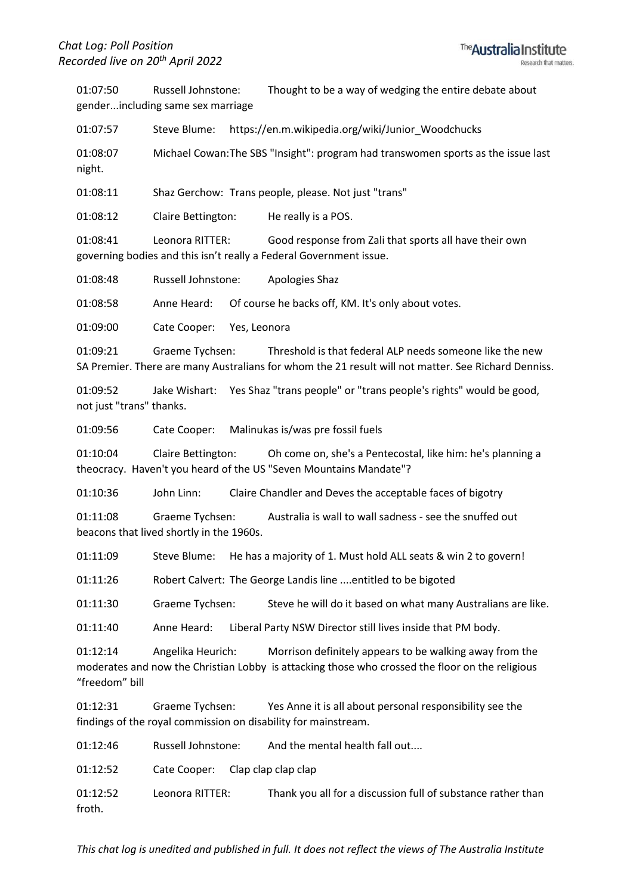01:07:50 Russell Johnstone: Thought to be a way of wedging the entire debate about gender...including same sex marriage

01:07:57 Steve Blume: https://en.m.wikipedia.org/wiki/Junior_Woodchucks

01:08:07 Michael Cowan:The SBS "Insight": program had transwomen sports as the issue last night.

01:08:11 Shaz Gerchow: Trans people, please. Not just "trans"

01:08:12 Claire Bettington: He really is a POS.

01:08:41 Leonora RITTER: Good response from Zali that sports all have their own governing bodies and this isn't really a Federal Government issue.

01:08:48 Russell Johnstone: Apologies Shaz

01:08:58 Anne Heard: Of course he backs off, KM. It's only about votes.

01:09:00 Cate Cooper: Yes, Leonora

01:09:21 Graeme Tychsen: Threshold is that federal ALP needs someone like the new SA Premier. There are many Australians for whom the 21 result will not matter. See Richard Denniss.

01:09:52 Jake Wishart: Yes Shaz "trans people" or "trans people's rights" would be good, not just "trans" thanks.

01:09:56 Cate Cooper: Malinukas is/was pre fossil fuels

01:10:04 Claire Bettington: Oh come on, she's a Pentecostal, like him: he's planning a theocracy. Haven't you heard of the US "Seven Mountains Mandate"?

01:10:36 John Linn: Claire Chandler and Deves the acceptable faces of bigotry

01:11:08 Graeme Tychsen: Australia is wall to wall sadness - see the snuffed out beacons that lived shortly in the 1960s.

01:11:09 Steve Blume: He has a majority of 1. Must hold ALL seats & win 2 to govern!

01:11:26 Robert Calvert: The George Landis line ....entitled to be bigoted

01:11:30 Graeme Tychsen: Steve he will do it based on what many Australians are like.

01:11:40 Anne Heard: Liberal Party NSW Director still lives inside that PM body.

01:12:14 Angelika Heurich: Morrison definitely appears to be walking away from the moderates and now the Christian Lobby is attacking those who crossed the floor on the religious "freedom" bill

01:12:31 Graeme Tychsen: Yes Anne it is all about personal responsibility see the findings of the royal commission on disability for mainstream.

01:12:46 Russell Johnstone: And the mental health fall out....

01:12:52 Cate Cooper: Clap clap clap clap

01:12:52 Leonora RITTER: Thank you all for a discussion full of substance rather than froth.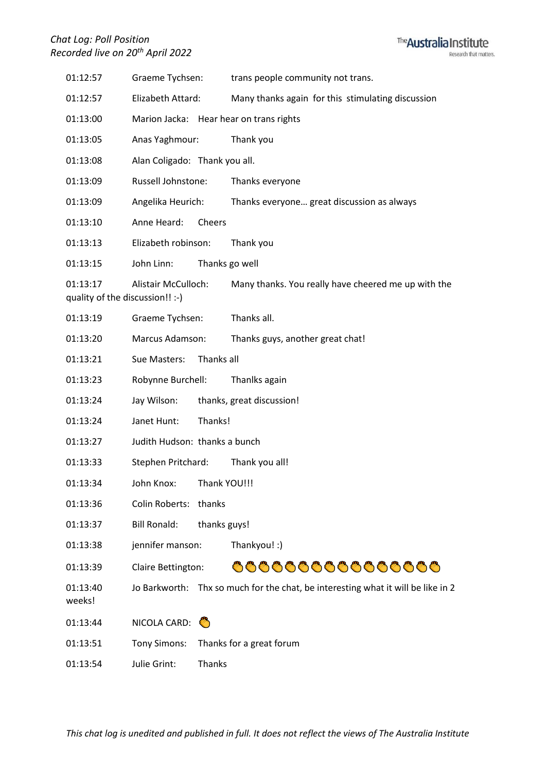01:12:57 Graeme Tychsen: trans people community not trans.

01:12:57 Elizabeth Attard: Many thanks again for this stimulating discussion

01:13:00 Marion Jacka: Hear hear on trans rights

01:13:05 Anas Yaghmour: Thank you

01:13:08 Alan Coligado: Thank you all.

01:13:09 Russell Johnstone: Thanks everyone

01:13:09 Angelika Heurich: Thanks everyone… great discussion as always

01:13:10 Anne Heard: Cheers

01:13:13 Elizabeth robinson: Thank you

01:13:15 John Linn: Thanks go well

01:13:17 Alistair McCulloch: Many thanks. You really have cheered me up with the quality of the discussion!! :-)

01:13:19 Graeme Tychsen: Thanks all.

01:13:20 Marcus Adamson: Thanks guys, another great chat!

01:13:21 Sue Masters: Thanks all

01:13:23 Robynne Burchell: Thanlks again

01:13:24 Jay Wilson: thanks, great discussion!

01:13:24 Janet Hunt: Thanks!

01:13:27 Judith Hudson: thanks a bunch

01:13:33 Stephen Pritchard: Thank you all!

01:13:34 John Knox: Thank YOU!!!

01:13:36 Colin Roberts: thanks

01:13:37 Bill Ronald: thanks guys!

01:13:38 jennifer manson: Thankyou! :)

01:13:39 Claire Bettington: 👏👏👏👏👏👏👏👏👏👏👏👏👏👏👏👏

01:13:40 Jo Barkworth: Thx so much for the chat, be interesting what it will be like in 2 weeks!

01:13:44 NICOLA CARD: 👏

01:13:51 Tony Simons: Thanks for a great forum

01:13:54 Julie Grint: Thanks

*This chat log is unedited and published in full. It does not reflect the views of The Australia Institute*